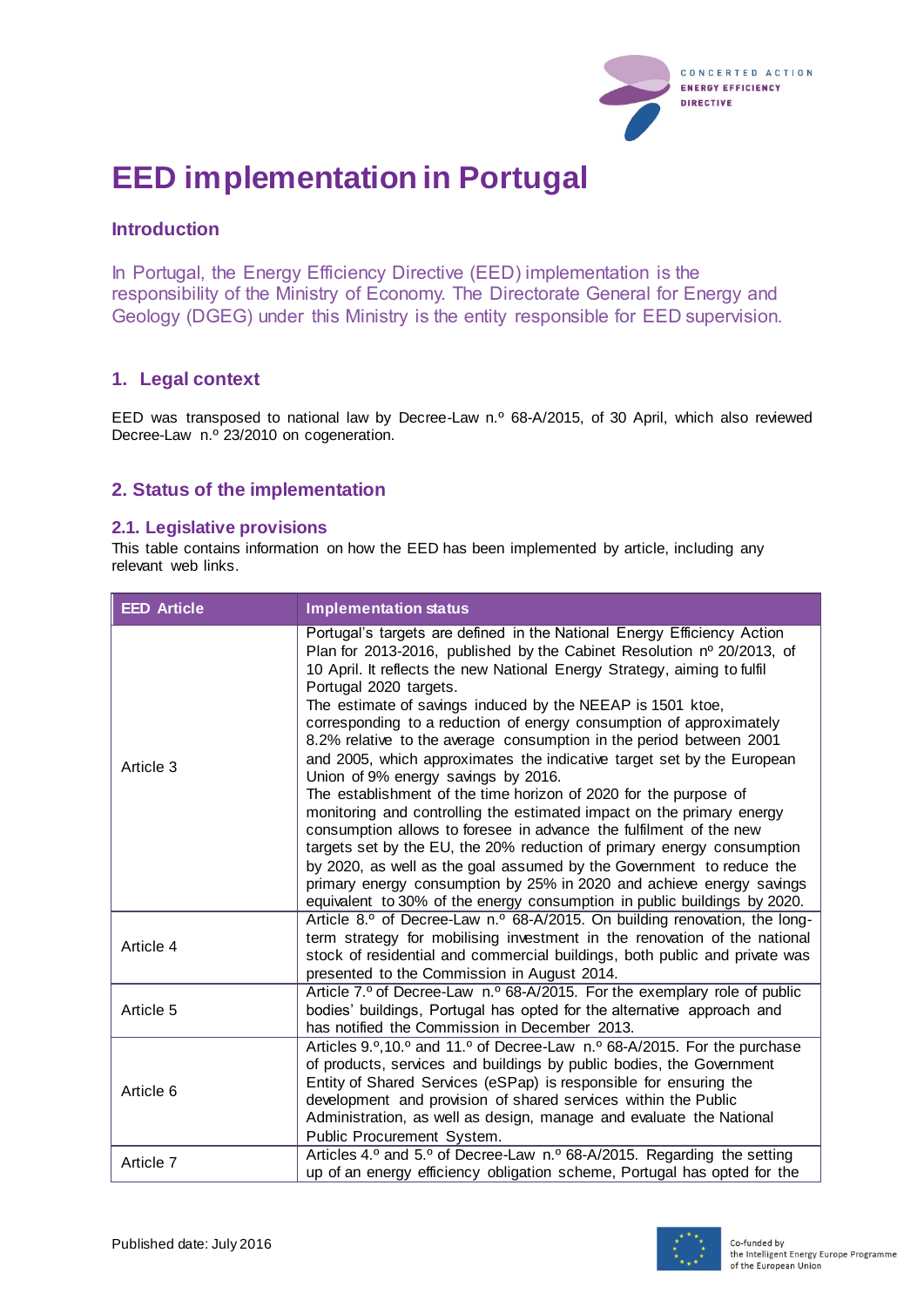# EED implementation in Portugal

## Introduction

In Portugal, the Energy Efficiency Directive (EED) implementation is the responsibility of the Ministry of Economy. The Directorate General for Energy and Geology (DGEG) under this Ministry is the entity responsible for EED supervision.

## 1. Legal context

EED was transposed to national law by Decree-Law n.º 68-A/2015, of 30 April, which also reviewed Decree-Law n.º 23/2010 on cogeneration.

## 2. Status of the implementation

### 2.1. Legislative provisions

This table contains information on how the EED has been implemented by article, including any relevant web links.

| EED Article | Implementation status |
|---|---|
| Article 3 | Portugal's targets are defined in the National Energy Efficiency Action Plan for 2013-2016, published by the Cabinet Resolution nº 20/2013, of 10 April. It reflects the new National Energy Strategy, aiming to fulfil Portugal 2020 targets. The estimate of savings induced by the NEEAP is 1501 ktoe, corresponding to a reduction of energy consumption of approximately 8.2% relative to the average consumption in the period between 2001 and 2005, which approximates the indicative target set by the European Union of 9% energy savings by 2016. The establishment of the time horizon of 2020 for the purpose of monitoring and controlling the estimated impact on the primary energy consumption allows to foresee in advance the fulfilment of the new targets set by the EU, the 20% reduction of primary energy consumption by 2020, as well as the goal assumed by the Government to reduce the primary energy consumption by 25% in 2020 and achieve energy savings equivalent to 30% of the energy consumption in public buildings by 2020. |
| Article 4 | Article 8.º of Decree-Law n.º 68-A/2015. On building renovation, the long-term strategy for mobilising investment in the renovation of the national stock of residential and commercial buildings, both public and private was presented to the Commission in August 2014. |
| Article 5 | Article 7.º of Decree-Law n.º 68-A/2015. For the exemplary role of public bodies' buildings, Portugal has opted for the alternative approach and has notified the Commission in December 2013. |
| Article 6 | Articles 9.º,10.º and 11.º of Decree-Law n.º 68-A/2015. For the purchase of products, services and buildings by public bodies, the Government Entity of Shared Services (eSPap) is responsible for ensuring the development and provision of shared services within the Public Administration, as well as design, manage and evaluate the National Public Procurement System. |
| Article 7 | Articles 4.º and 5.º of Decree-Law n.º 68-A/2015. Regarding the setting up of an energy efficiency obligation scheme, Portugal has opted for the |

Published date: July 2016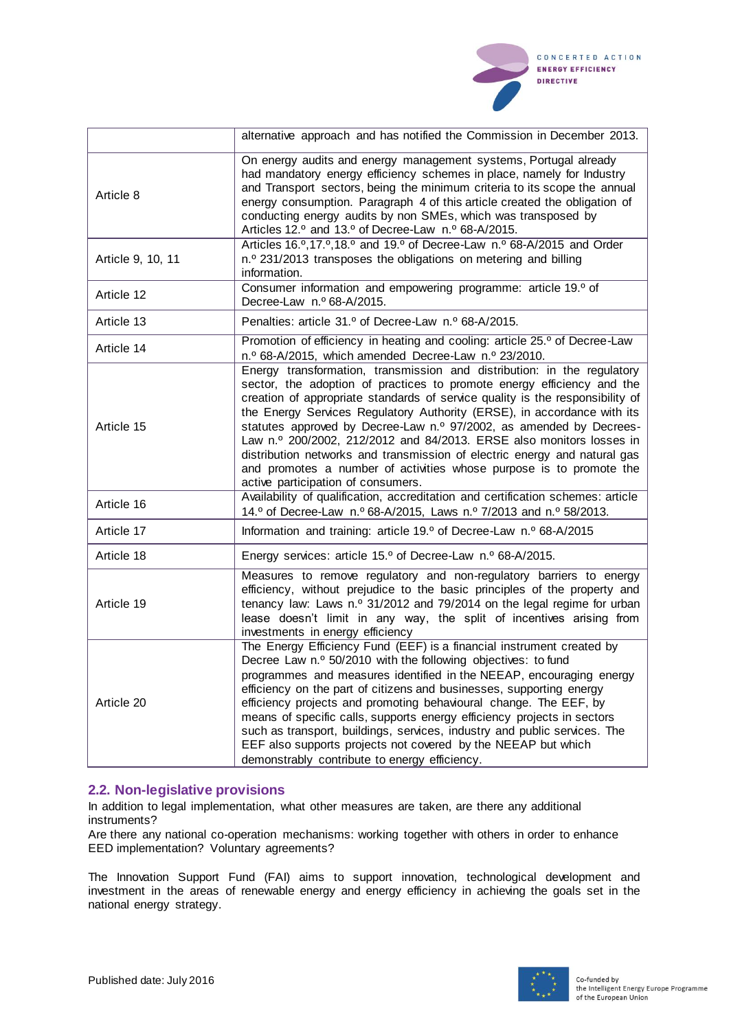|  |  |
|---|---|
|  | alternative approach and has notified the Commission in December 2013. |
| Article 8 | On energy audits and energy management systems, Portugal already had mandatory energy efficiency schemes in place, namely for Industry and Transport sectors, being the minimum criteria to its scope the annual energy consumption. Paragraph 4 of this article created the obligation of conducting energy audits by non SMEs, which was transposed by Articles 12.º and 13.º of Decree-Law n.º 68-A/2015. |
| Article 9, 10, 11 | Articles 16.º,17.º,18.º and 19.º of Decree-Law n.º 68-A/2015 and Order n.º 231/2013 transposes the obligations on metering and billing information. |
| Article 12 | Consumer information and empowering programme: article 19.º of Decree-Law n.º 68-A/2015. |
| Article 13 | Penalties: article 31.º of Decree-Law n.º 68-A/2015. |
| Article 14 | Promotion of efficiency in heating and cooling: article 25.º of Decree-Law n.º 68-A/2015, which amended Decree-Law n.º 23/2010. |
| Article 15 | Energy transformation, transmission and distribution: in the regulatory sector, the adoption of practices to promote energy efficiency and the creation of appropriate standards of service quality is the responsibility of the Energy Services Regulatory Authority (ERSE), in accordance with its statutes approved by Decree-Law n.º 97/2002, as amended by Decrees-Law n.º 200/2002, 212/2012 and 84/2013. ERSE also monitors losses in distribution networks and transmission of electric energy and natural gas and promotes a number of activities whose purpose is to promote the active participation of consumers. |
| Article 16 | Availability of qualification, accreditation and certification schemes: article 14.º of Decree-Law n.º 68-A/2015, Laws n.º 7/2013 and n.º 58/2013. |
| Article 17 | Information and training: article 19.º of Decree-Law n.º 68-A/2015 |
| Article 18 | Energy services: article 15.º of Decree-Law n.º 68-A/2015. |
| Article 19 | Measures to remove regulatory and non-regulatory barriers to energy efficiency, without prejudice to the basic principles of the property and tenancy law: Laws n.º 31/2012 and 79/2014 on the legal regime for urban lease doesn't limit in any way, the split of incentives arising from investments in energy efficiency |
| Article 20 | The Energy Efficiency Fund (EEF) is a financial instrument created by Decree Law n.º 50/2010 with the following objectives: to fund programmes and measures identified in the NEEAP, encouraging energy efficiency on the part of citizens and businesses, supporting energy efficiency projects and promoting behavioural change. The EEF, by means of specific calls, supports energy efficiency projects in sectors such as transport, buildings, services, industry and public services. The EEF also supports projects not covered by the NEEAP but which demonstrably contribute to energy efficiency. |

## 2.2. Non-legislative provisions

In addition to legal implementation, what other measures are taken, are there any additional instruments?

Are there any national co-operation mechanisms: working together with others in order to enhance EED implementation? Voluntary agreements?

The Innovation Support Fund (FAI) aims to support innovation, technological development and investment in the areas of renewable energy and energy efficiency in achieving the goals set in the national energy strategy.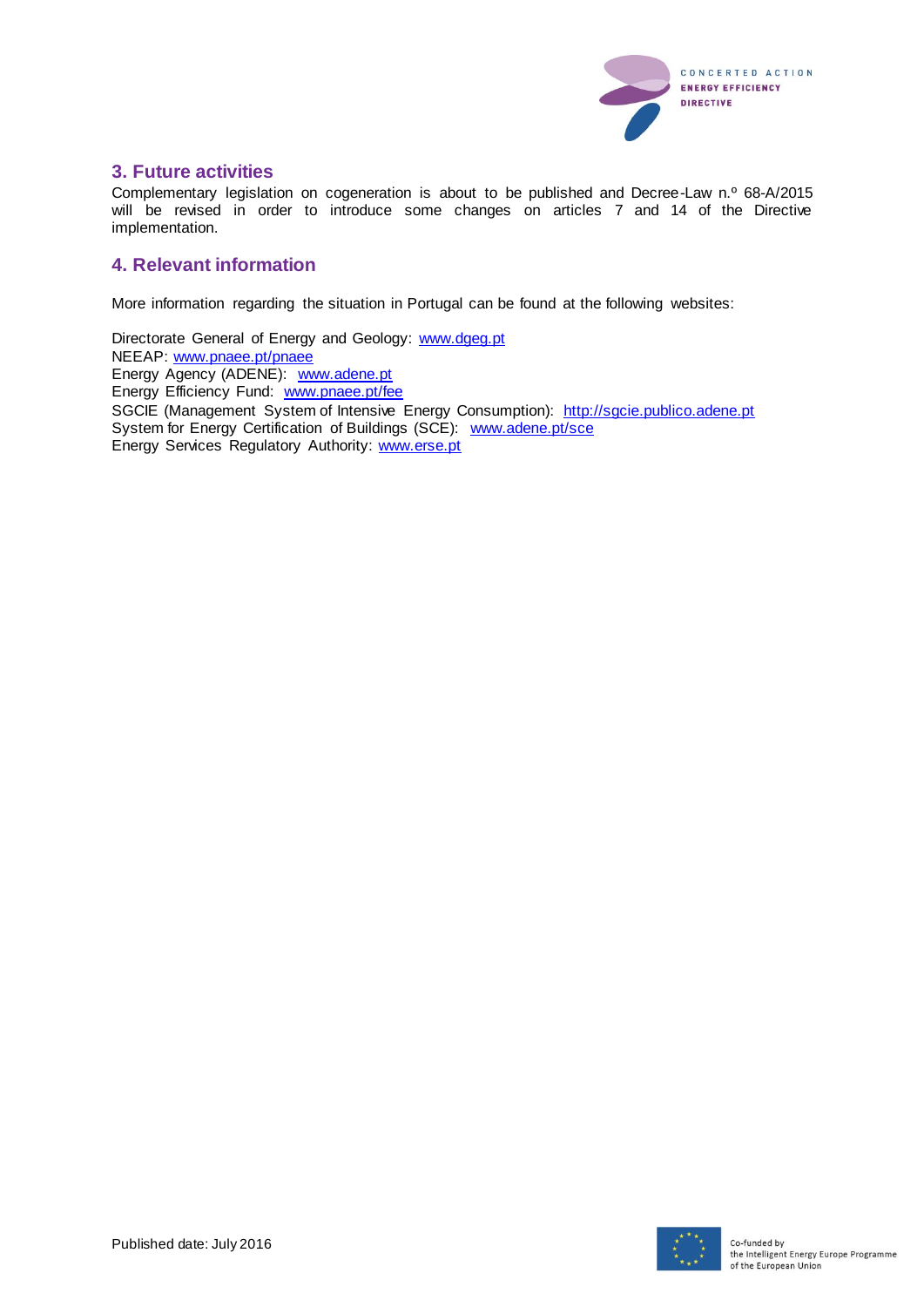## 3. Future activities

Complementary legislation on cogeneration is about to be published and Decree-Law n.º 68-A/2015 will be revised in order to introduce some changes on articles 7 and 14 of the Directive implementation.

## 4. Relevant information

More information regarding the situation in Portugal can be found at the following websites:

Directorate General of Energy and Geology: www.dgeg.pt
NEEAP: www.pnaee.pt/pnaee
Energy Agency (ADENE): www.adene.pt
Energy Efficiency Fund: www.pnaee.pt/fee
SGCIE (Management System of Intensive Energy Consumption): http://sgcie.publico.adene.pt
System for Energy Certification of Buildings (SCE): www.adene.pt/sce
Energy Services Regulatory Authority: www.erse.pt

Published date: July 2016